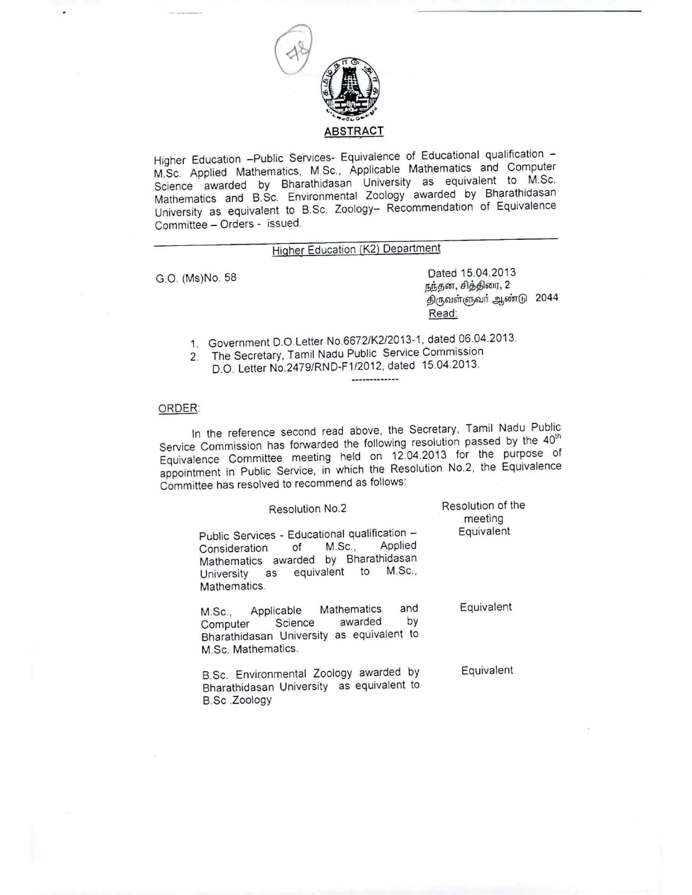# ABSTRACT

Higher Education –Public Services- Equivalence of Educational qualification – M.Sc. Applied Mathematics, M.Sc., Applicable Mathematics and Computer Science awarded by Bharathidasan University as equivalent to M.Sc. Mathematics and B.Sc. Environmental Zoology awarded by Bharathidasan University as equivalent to B.Sc. Zoology– Recommendation of Equivalence Committee – Orders - issued.

---

## Higher Education (K2) Department

G.O. (Ms)No. 58

Dated 15.04.2013
நந்தன, சித்திரை, 2
திருவள்ளுவர் ஆண்டு 2044

Read:

1. Government D.O.Letter No.6672/K2/2013-1, dated 06.04.2013.
2. The Secretary, Tamil Nadu Public Service Commission D.O. Letter No.2479/RND-F1/2012, dated 15.04.2013.

-------------

ORDER:

In the reference second read above, the Secretary, Tamil Nadu Public Service Commission has forwarded the following resolution passed by the 40th Equivalence Committee meeting held on 12.04.2013 for the purpose of appointment in Public Service, in which the Resolution No.2, the Equivalence Committee has resolved to recommend as follows:

| Resolution No.2 | Resolution of the meeting |
|---|---|
| Public Services - Educational qualification – Consideration of M.Sc., Applied Mathematics awarded by Bharathidasan University as equivalent to M.Sc., Mathematics. | Equivalent |
| M.Sc., Applicable Mathematics and Computer Science awarded by Bharathidasan University as equivalent to M.Sc. Mathematics. | Equivalent |
| B.Sc. Environmental Zoology awarded by Bharathidasan University as equivalent to B.Sc .Zoology | Equivalent |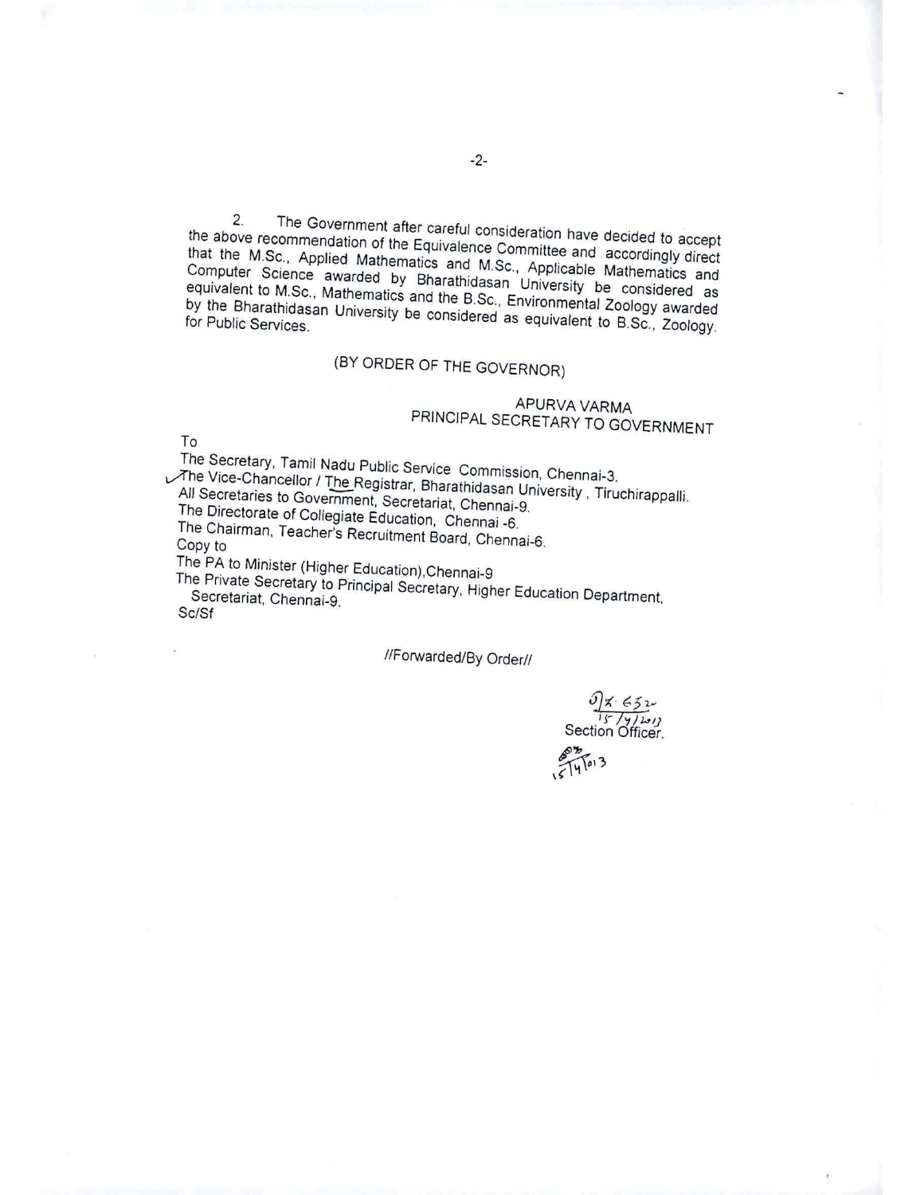2. The Government after careful consideration have decided to accept the above recommendation of the Equivalence Committee and accordingly direct that the M.Sc., Applied Mathematics and M.Sc., Applicable Mathematics and Computer Science awarded by Bharathidasan University be considered as equivalent to M.Sc., Mathematics and the B.Sc., Environmental Zoology awarded by the Bharathidasan University be considered as equivalent to B.Sc., Zoology for Public Services.

(BY ORDER OF THE GOVERNOR)

APURVA VARMA
PRINCIPAL SECRETARY TO GOVERNMENT

To

The Secretary, Tamil Nadu Public Service Commission, Chennai-3.
The Vice-Chancellor / The Registrar, Bharathidasan University, Tiruchirappalli.
All Secretaries to Government, Secretariat, Chennai-9.
The Directorate of Collegiate Education, Chennai -6.
The Chairman, Teacher's Recruitment Board, Chennai-6.

Copy to

The PA to Minister (Higher Education), Chennai-9
The Private Secretary to Principal Secretary, Higher Education Department, Secretariat, Chennai-9.
Sc/Sf

//Forwarded/By Order//

15/4/2013
Section Officer.
15/4/2013